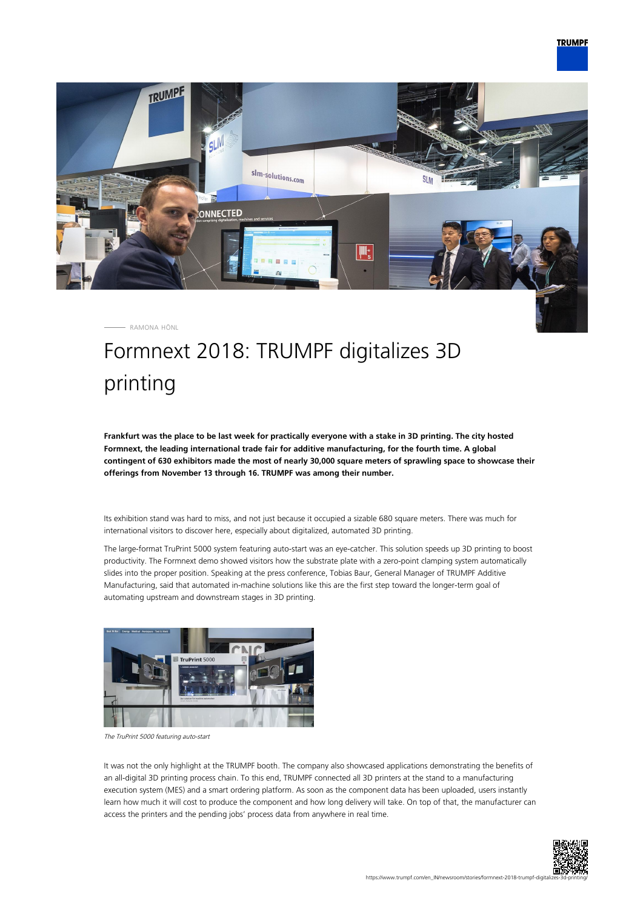RAMONA HÖNL

# Formnext 2018: TRUMPF digitalizes 3D printing

**Frankfurt was the place to be last week for practically everyone with a stake in 3D printing. The city hosted Formnext, the leading international trade fair for additive manufacturing, for the fourth time. A global contingent of 630 exhibitors made the most of nearly 30,000 square meters of sprawling space to showcase their offerings from November 13 through 16. TRUMPF was among their number.**

Its exhibition stand was hard to miss, and not just because it occupied a sizable 680 square meters. There was much for international visitors to discover here, especially about digitalized, automated 3D printing.

The large-format TruPrint 5000 system featuring auto-start was an eye-catcher. This solution speeds up 3D printing to boost productivity. The Formnext demo showed visitors how the substrate plate with a zero-point clamping system automatically slides into the proper position. Speaking at the press conference, Tobias Baur, General Manager of TRUMPF Additive Manufacturing, said that automated in-machine solutions like this are the first step toward the longer-term goal of automating upstream and downstream stages in 3D printing.

*The TruPrint 5000 featuring auto-start*

It was not the only highlight at the TRUMPF booth. The company also showcased applications demonstrating the benefits of an all-digital 3D printing process chain. To this end, TRUMPF connected all 3D printers at the stand to a manufacturing execution system (MES) and a smart ordering platform. As soon as the component data has been uploaded, users instantly learn how much it will cost to produce the component and how long delivery will take. On top of that, the manufacturer can access the printers and the pending jobs' process data from anywhere in real time.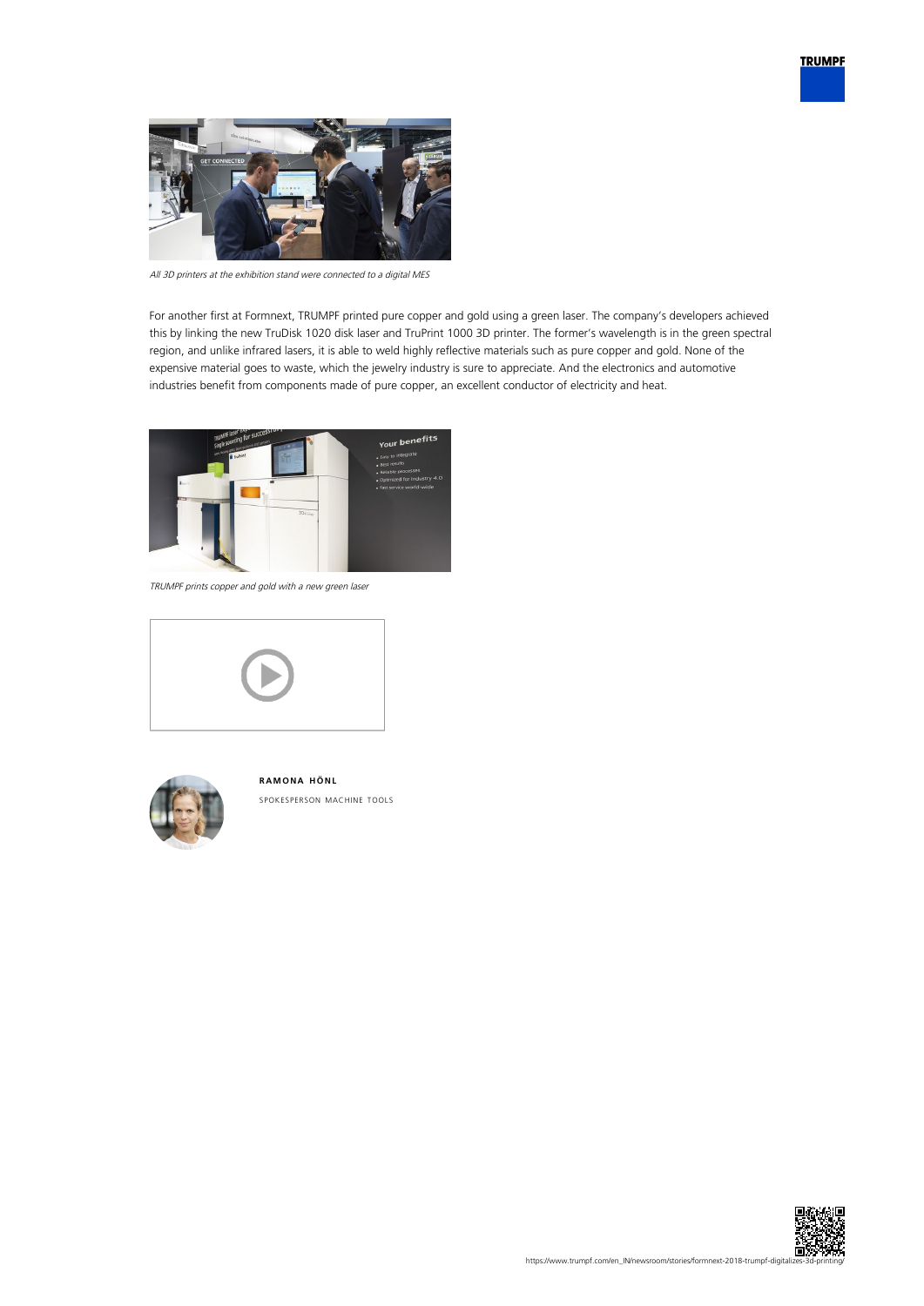*All 3D printers at the exhibition stand were connected to a digital MES*

For another first at Formnext, TRUMPF printed pure copper and gold using a green laser. The company's developers achieved this by linking the new TruDisk 1020 disk laser and TruPrint 1000 3D printer. The former's wavelength is in the green spectral region, and unlike infrared lasers, it is able to weld highly reflective materials such as pure copper and gold. None of the expensive material goes to waste, which the jewelry industry is sure to appreciate. And the electronics and automotive industries benefit from components made of pure copper, an excellent conductor of electricity and heat.

*TRUMPF prints copper and gold with a new green laser*

**RAMONA HÖNL**

SPOKESPERSON MACHINE TOOLS

https://www.trumpf.com/en_IN/newsroom/stories/formnext-2018-trumpf-digitalizes-3d-printing/